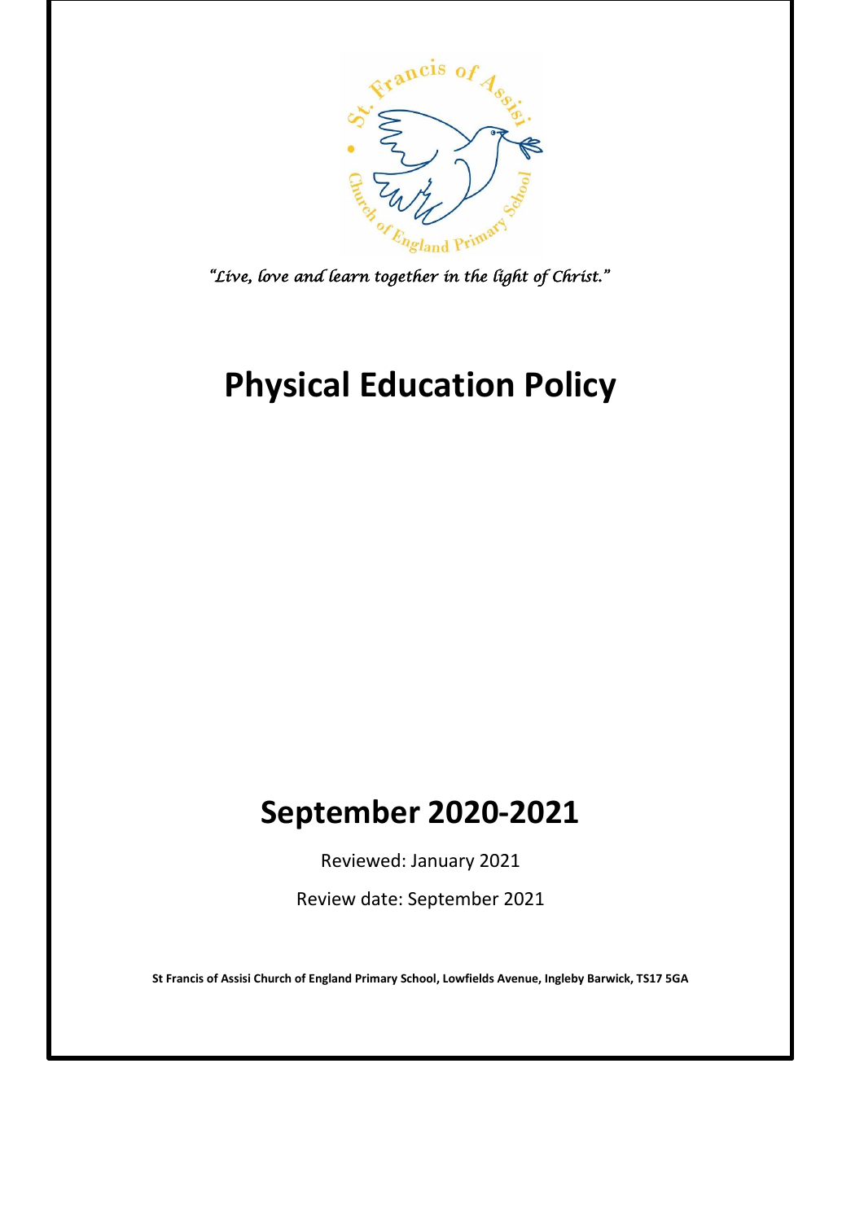*"Live, love and learn together in the light of Christ."*

# Physical Education Policy

## September 2020-2021

Reviewed: January 2021

Review date: September 2021

**St Francis of Assisi Church of England Primary School, Lowfields Avenue, Ingleby Barwick, TS17 5GA**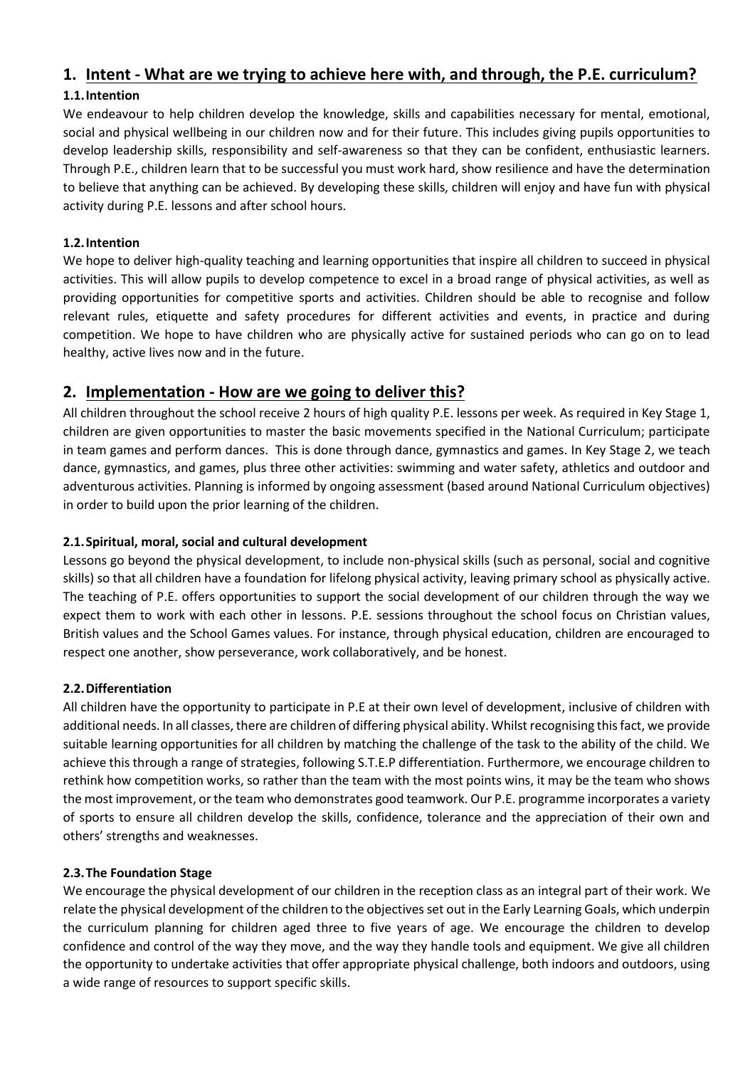## 1. Intent - What are we trying to achieve here with, and through, the P.E. curriculum?

### 1.1. Intention

We endeavour to help children develop the knowledge, skills and capabilities necessary for mental, emotional, social and physical wellbeing in our children now and for their future. This includes giving pupils opportunities to develop leadership skills, responsibility and self-awareness so that they can be confident, enthusiastic learners. Through P.E., children learn that to be successful you must work hard, show resilience and have the determination to believe that anything can be achieved. By developing these skills, children will enjoy and have fun with physical activity during P.E. lessons and after school hours.

### 1.2. Intention

We hope to deliver high-quality teaching and learning opportunities that inspire all children to succeed in physical activities. This will allow pupils to develop competence to excel in a broad range of physical activities, as well as providing opportunities for competitive sports and activities. Children should be able to recognise and follow relevant rules, etiquette and safety procedures for different activities and events, in practice and during competition. We hope to have children who are physically active for sustained periods who can go on to lead healthy, active lives now and in the future.

## 2. Implementation - How are we going to deliver this?

All children throughout the school receive 2 hours of high quality P.E. lessons per week. As required in Key Stage 1, children are given opportunities to master the basic movements specified in the National Curriculum; participate in team games and perform dances. This is done through dance, gymnastics and games. In Key Stage 2, we teach dance, gymnastics, and games, plus three other activities: swimming and water safety, athletics and outdoor and adventurous activities. Planning is informed by ongoing assessment (based around National Curriculum objectives) in order to build upon the prior learning of the children.

### 2.1. Spiritual, moral, social and cultural development

Lessons go beyond the physical development, to include non-physical skills (such as personal, social and cognitive skills) so that all children have a foundation for lifelong physical activity, leaving primary school as physically active. The teaching of P.E. offers opportunities to support the social development of our children through the way we expect them to work with each other in lessons. P.E. sessions throughout the school focus on Christian values, British values and the School Games values. For instance, through physical education, children are encouraged to respect one another, show perseverance, work collaboratively, and be honest.

### 2.2. Differentiation

All children have the opportunity to participate in P.E at their own level of development, inclusive of children with additional needs. In all classes, there are children of differing physical ability. Whilst recognising this fact, we provide suitable learning opportunities for all children by matching the challenge of the task to the ability of the child. We achieve this through a range of strategies, following S.T.E.P differentiation. Furthermore, we encourage children to rethink how competition works, so rather than the team with the most points wins, it may be the team who shows the most improvement, or the team who demonstrates good teamwork. Our P.E. programme incorporates a variety of sports to ensure all children develop the skills, confidence, tolerance and the appreciation of their own and others' strengths and weaknesses.

### 2.3. The Foundation Stage

We encourage the physical development of our children in the reception class as an integral part of their work. We relate the physical development of the children to the objectives set out in the Early Learning Goals, which underpin the curriculum planning for children aged three to five years of age. We encourage the children to develop confidence and control of the way they move, and the way they handle tools and equipment. We give all children the opportunity to undertake activities that offer appropriate physical challenge, both indoors and outdoors, using a wide range of resources to support specific skills.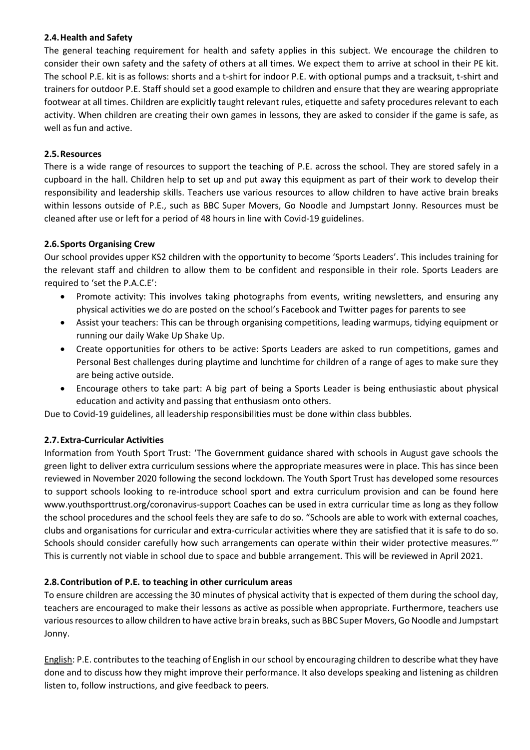### 2.4. Health and Safety

The general teaching requirement for health and safety applies in this subject. We encourage the children to consider their own safety and the safety of others at all times. We expect them to arrive at school in their PE kit. The school P.E. kit is as follows: shorts and a t-shirt for indoor P.E. with optional pumps and a tracksuit, t-shirt and trainers for outdoor P.E. Staff should set a good example to children and ensure that they are wearing appropriate footwear at all times. Children are explicitly taught relevant rules, etiquette and safety procedures relevant to each activity. When children are creating their own games in lessons, they are asked to consider if the game is safe, as well as fun and active.

### 2.5. Resources

There is a wide range of resources to support the teaching of P.E. across the school. They are stored safely in a cupboard in the hall. Children help to set up and put away this equipment as part of their work to develop their responsibility and leadership skills. Teachers use various resources to allow children to have active brain breaks within lessons outside of P.E., such as BBC Super Movers, Go Noodle and Jumpstart Jonny. Resources must be cleaned after use or left for a period of 48 hours in line with Covid-19 guidelines.

### 2.6. Sports Organising Crew

Our school provides upper KS2 children with the opportunity to become 'Sports Leaders'. This includes training for the relevant staff and children to allow them to be confident and responsible in their role. Sports Leaders are required to 'set the P.A.C.E':

- Promote activity: This involves taking photographs from events, writing newsletters, and ensuring any physical activities we do are posted on the school's Facebook and Twitter pages for parents to see
- Assist your teachers: This can be through organising competitions, leading warmups, tidying equipment or running our daily Wake Up Shake Up.
- Create opportunities for others to be active: Sports Leaders are asked to run competitions, games and Personal Best challenges during playtime and lunchtime for children of a range of ages to make sure they are being active outside.
- Encourage others to take part: A big part of being a Sports Leader is being enthusiastic about physical education and activity and passing that enthusiasm onto others.

Due to Covid-19 guidelines, all leadership responsibilities must be done within class bubbles.

### 2.7. Extra-Curricular Activities

Information from Youth Sport Trust: 'The Government guidance shared with schools in August gave schools the green light to deliver extra curriculum sessions where the appropriate measures were in place. This has since been reviewed in November 2020 following the second lockdown. The Youth Sport Trust has developed some resources to support schools looking to re-introduce school sport and extra curriculum provision and can be found here www.youthsporttrust.org/coronavirus-support Coaches can be used in extra curricular time as long as they follow the school procedures and the school feels they are safe to do so. "Schools are able to work with external coaches, clubs and organisations for curricular and extra-curricular activities where they are satisfied that it is safe to do so. Schools should consider carefully how such arrangements can operate within their wider protective measures."' This is currently not viable in school due to space and bubble arrangement. This will be reviewed in April 2021.

### 2.8. Contribution of P.E. to teaching in other curriculum areas

To ensure children are accessing the 30 minutes of physical activity that is expected of them during the school day, teachers are encouraged to make their lessons as active as possible when appropriate. Furthermore, teachers use various resources to allow children to have active brain breaks, such as BBC Super Movers, Go Noodle and Jumpstart Jonny.

English: P.E. contributes to the teaching of English in our school by encouraging children to describe what they have done and to discuss how they might improve their performance. It also develops speaking and listening as children listen to, follow instructions, and give feedback to peers.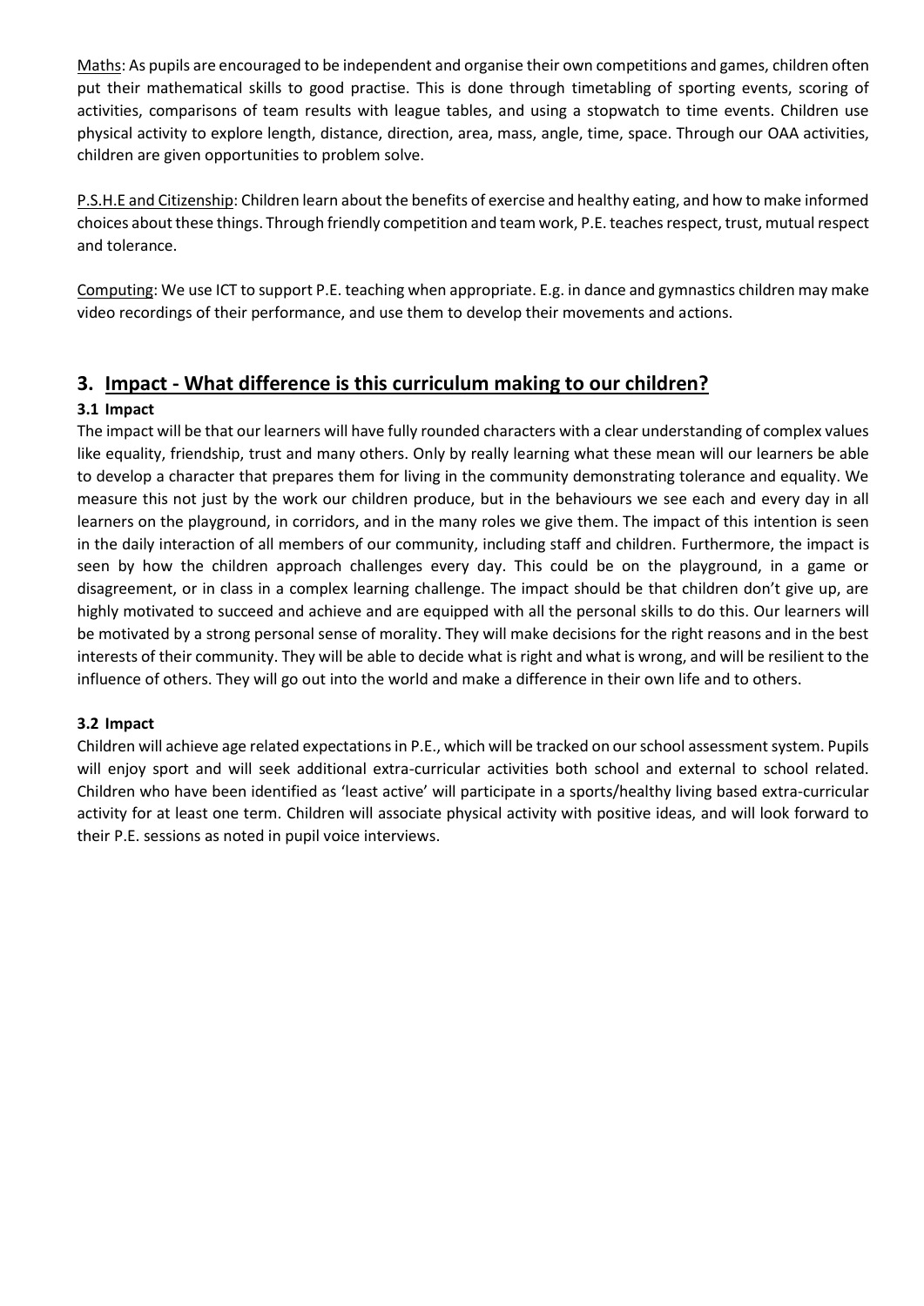<u>Maths</u>: As pupils are encouraged to be independent and organise their own competitions and games, children often put their mathematical skills to good practise. This is done through timetabling of sporting events, scoring of activities, comparisons of team results with league tables, and using a stopwatch to time events. Children use physical activity to explore length, distance, direction, area, mass, angle, time, space. Through our OAA activities, children are given opportunities to problem solve.

<u>P.S.H.E and Citizenship</u>: Children learn about the benefits of exercise and healthy eating, and how to make informed choices about these things. Through friendly competition and team work, P.E. teaches respect, trust, mutual respect and tolerance.

<u>Computing</u>: We use ICT to support P.E. teaching when appropriate. E.g. in dance and gymnastics children may make video recordings of their performance, and use them to develop their movements and actions.

## 3. Impact - What difference is this curriculum making to our children?

### 3.1 Impact

The impact will be that our learners will have fully rounded characters with a clear understanding of complex values like equality, friendship, trust and many others. Only by really learning what these mean will our learners be able to develop a character that prepares them for living in the community demonstrating tolerance and equality. We measure this not just by the work our children produce, but in the behaviours we see each and every day in all learners on the playground, in corridors, and in the many roles we give them. The impact of this intention is seen in the daily interaction of all members of our community, including staff and children. Furthermore, the impact is seen by how the children approach challenges every day. This could be on the playground, in a game or disagreement, or in class in a complex learning challenge. The impact should be that children don't give up, are highly motivated to succeed and achieve and are equipped with all the personal skills to do this. Our learners will be motivated by a strong personal sense of morality. They will make decisions for the right reasons and in the best interests of their community. They will be able to decide what is right and what is wrong, and will be resilient to the influence of others. They will go out into the world and make a difference in their own life and to others.

### 3.2 Impact

Children will achieve age related expectations in P.E., which will be tracked on our school assessment system. Pupils will enjoy sport and will seek additional extra-curricular activities both school and external to school related. Children who have been identified as 'least active' will participate in a sports/healthy living based extra-curricular activity for at least one term. Children will associate physical activity with positive ideas, and will look forward to their P.E. sessions as noted in pupil voice interviews.